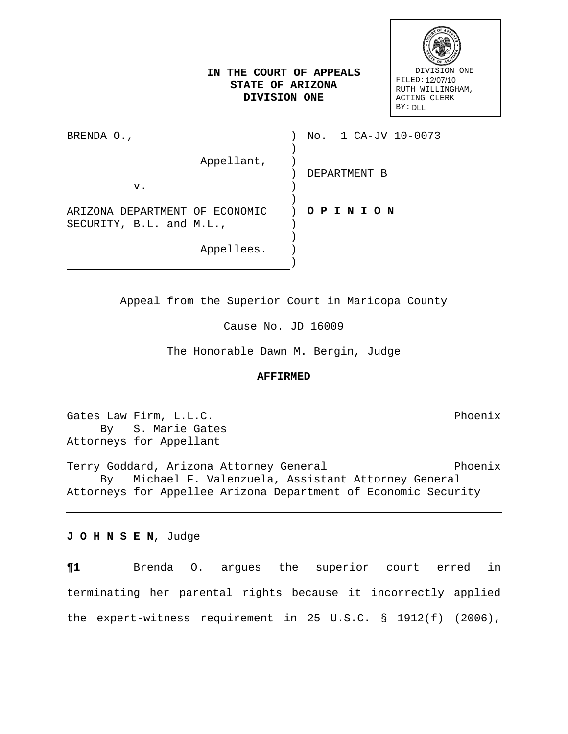IN THE COURT OF APPEALS
STATE OF ARIZONA
DIVISION ONE

DIVISION ONE
FILED: 12/07/10
RUTH WILLINGHAM,
ACTING CLERK
BY: DLL

| | |
|---|---|
| BRENDA O., Appellant, v. ARIZONA DEPARTMENT OF ECONOMIC SECURITY, B.L. and M.L., Appellees. | No. 1 CA-JV 10-0073 DEPARTMENT B **O P I N I O N** |

Appeal from the Superior Court in Maricopa County

Cause No. JD 16009

The Honorable Dawn M. Bergin, Judge

**AFFIRMED**

---

Gates Law Firm, L.L.C. — Phoenix
By S. Marie Gates
Attorneys for Appellant

Terry Goddard, Arizona Attorney General — Phoenix
By Michael F. Valenzuela, Assistant Attorney General
Attorneys for Appellee Arizona Department of Economic Security

---

**J O H N S E N**, Judge

**¶1** Brenda O. argues the superior court erred in terminating her parental rights because it incorrectly applied the expert-witness requirement in 25 U.S.C. § 1912(f) (2006),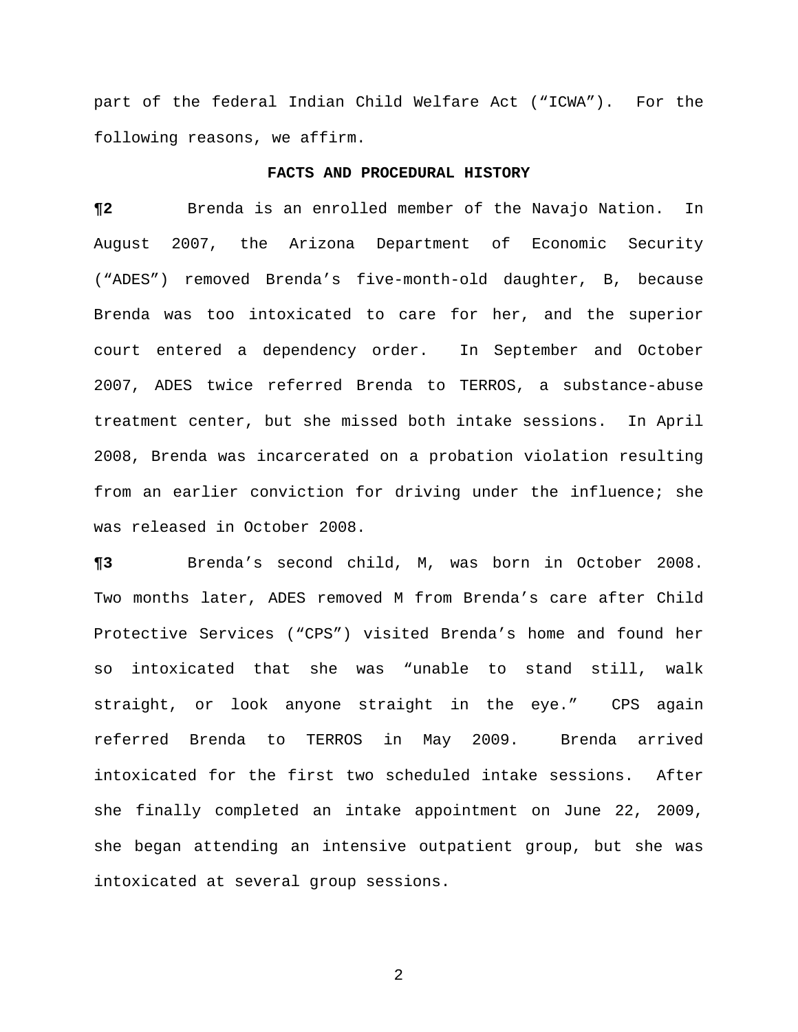part of the federal Indian Child Welfare Act ("ICWA"). For the following reasons, we affirm.

## FACTS AND PROCEDURAL HISTORY

**¶2** Brenda is an enrolled member of the Navajo Nation. In August 2007, the Arizona Department of Economic Security ("ADES") removed Brenda's five-month-old daughter, B, because Brenda was too intoxicated to care for her, and the superior court entered a dependency order. In September and October 2007, ADES twice referred Brenda to TERROS, a substance-abuse treatment center, but she missed both intake sessions. In April 2008, Brenda was incarcerated on a probation violation resulting from an earlier conviction for driving under the influence; she was released in October 2008.

**¶3** Brenda's second child, M, was born in October 2008. Two months later, ADES removed M from Brenda's care after Child Protective Services ("CPS") visited Brenda's home and found her so intoxicated that she was "unable to stand still, walk straight, or look anyone straight in the eye." CPS again referred Brenda to TERROS in May 2009. Brenda arrived intoxicated for the first two scheduled intake sessions. After she finally completed an intake appointment on June 22, 2009, she began attending an intensive outpatient group, but she was intoxicated at several group sessions.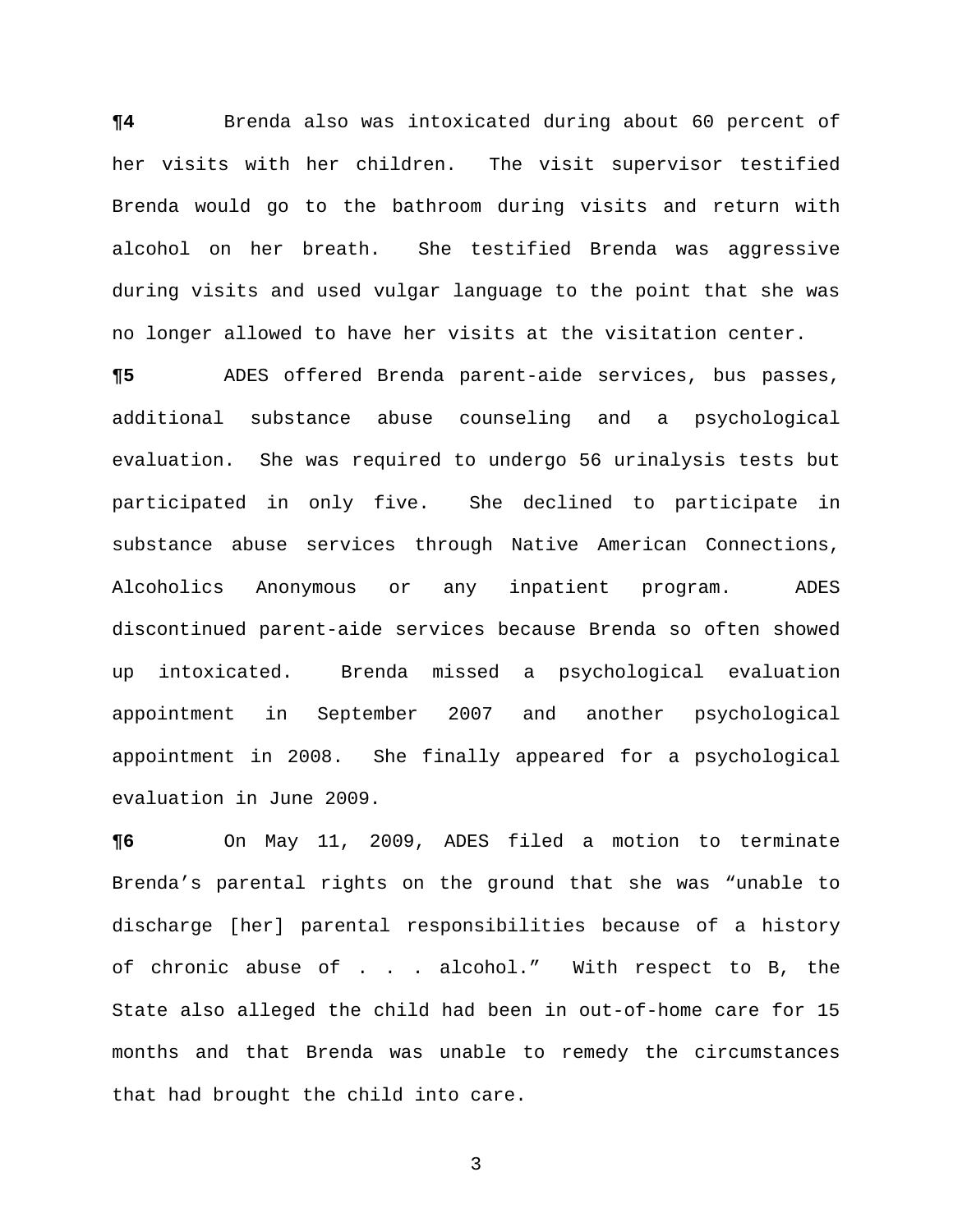**¶4** Brenda also was intoxicated during about 60 percent of her visits with her children. The visit supervisor testified Brenda would go to the bathroom during visits and return with alcohol on her breath. She testified Brenda was aggressive during visits and used vulgar language to the point that she was no longer allowed to have her visits at the visitation center.

**¶5** ADES offered Brenda parent-aide services, bus passes, additional substance abuse counseling and a psychological evaluation. She was required to undergo 56 urinalysis tests but participated in only five. She declined to participate in substance abuse services through Native American Connections, Alcoholics Anonymous or any inpatient program. ADES discontinued parent-aide services because Brenda so often showed up intoxicated. Brenda missed a psychological evaluation appointment in September 2007 and another psychological appointment in 2008. She finally appeared for a psychological evaluation in June 2009.

**¶6** On May 11, 2009, ADES filed a motion to terminate Brenda's parental rights on the ground that she was "unable to discharge [her] parental responsibilities because of a history of chronic abuse of . . . alcohol." With respect to B, the State also alleged the child had been in out-of-home care for 15 months and that Brenda was unable to remedy the circumstances that had brought the child into care.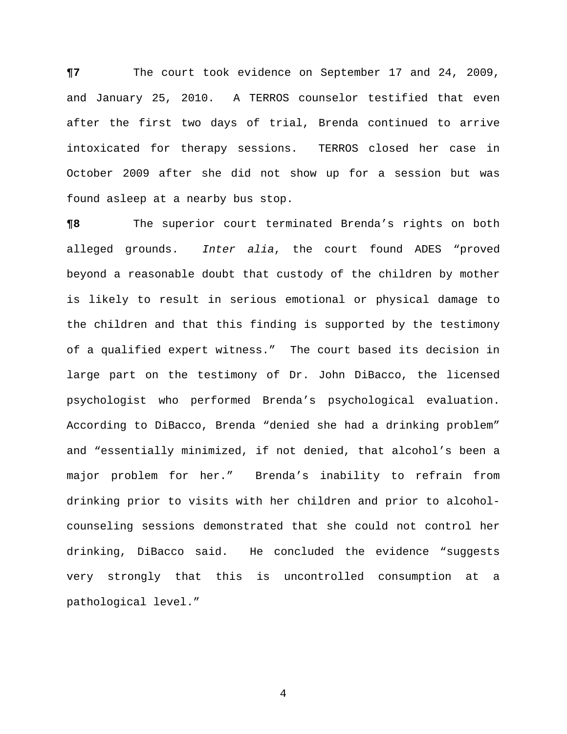**¶7** The court took evidence on September 17 and 24, 2009, and January 25, 2010. A TERROS counselor testified that even after the first two days of trial, Brenda continued to arrive intoxicated for therapy sessions. TERROS closed her case in October 2009 after she did not show up for a session but was found asleep at a nearby bus stop.

**¶8** The superior court terminated Brenda's rights on both alleged grounds. *Inter alia*, the court found ADES "proved beyond a reasonable doubt that custody of the children by mother is likely to result in serious emotional or physical damage to the children and that this finding is supported by the testimony of a qualified expert witness." The court based its decision in large part on the testimony of Dr. John DiBacco, the licensed psychologist who performed Brenda's psychological evaluation. According to DiBacco, Brenda "denied she had a drinking problem" and "essentially minimized, if not denied, that alcohol's been a major problem for her." Brenda's inability to refrain from drinking prior to visits with her children and prior to alcohol-counseling sessions demonstrated that she could not control her drinking, DiBacco said. He concluded the evidence "suggests very strongly that this is uncontrolled consumption at a pathological level."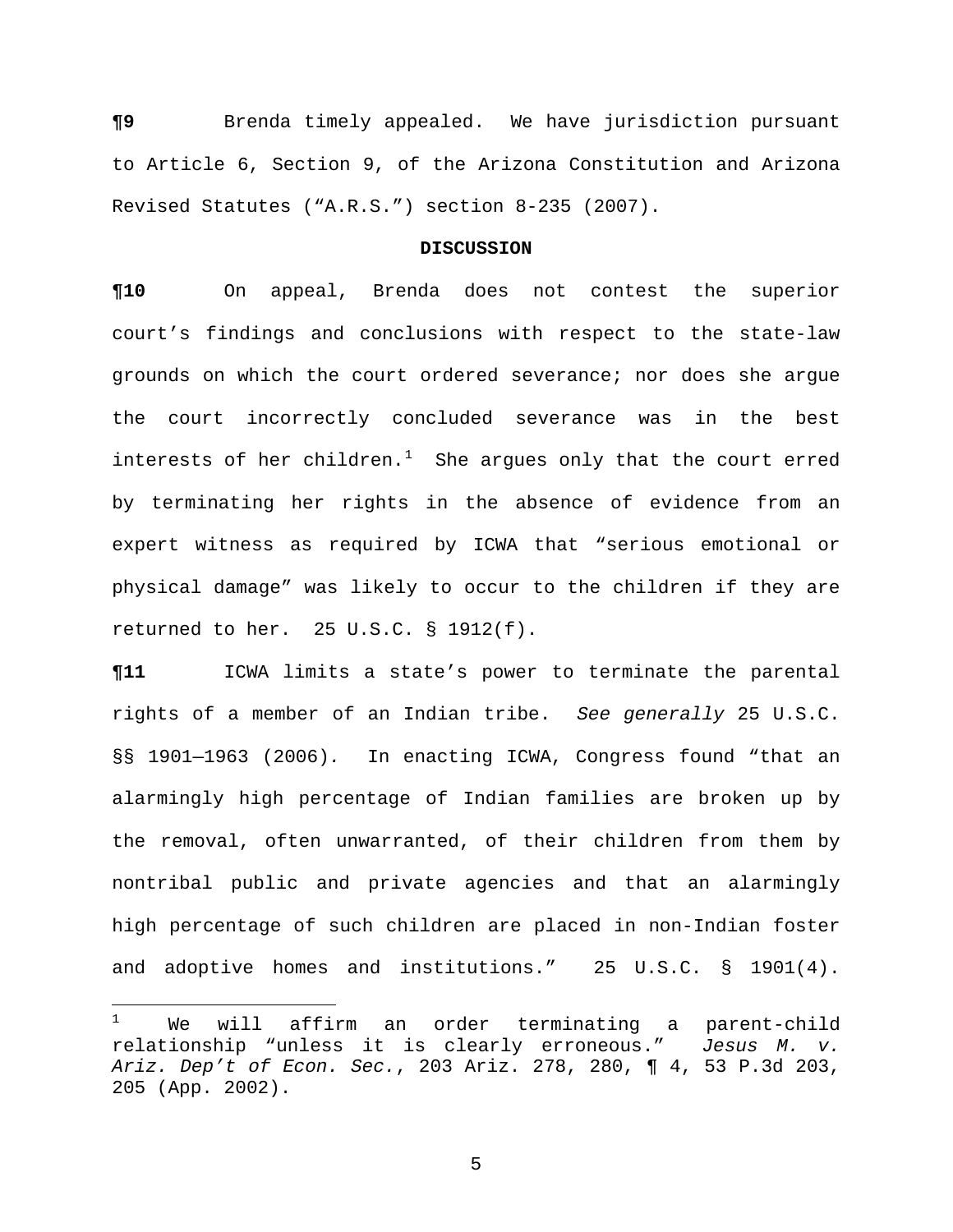**¶9** Brenda timely appealed. We have jurisdiction pursuant to Article 6, Section 9, of the Arizona Constitution and Arizona Revised Statutes ("A.R.S.") section 8-235 (2007).

## DISCUSSION

**¶10** On appeal, Brenda does not contest the superior court's findings and conclusions with respect to the state-law grounds on which the court ordered severance; nor does she argue the court incorrectly concluded severance was in the best interests of her children.[1] She argues only that the court erred by terminating her rights in the absence of evidence from an expert witness as required by ICWA that "serious emotional or physical damage" was likely to occur to the children if they are returned to her. 25 U.S.C. § 1912(f).

**¶11** ICWA limits a state's power to terminate the parental rights of a member of an Indian tribe. *See generally* 25 U.S.C. §§ 1901—1963 (2006). In enacting ICWA, Congress found "that an alarmingly high percentage of Indian families are broken up by the removal, often unwarranted, of their children from them by nontribal public and private agencies and that an alarmingly high percentage of such children are placed in non-Indian foster and adoptive homes and institutions." 25 U.S.C. § 1901(4).

---

[1] We will affirm an order terminating a parent-child relationship "unless it is clearly erroneous." *Jesus M. v. Ariz. Dep't of Econ. Sec.*, 203 Ariz. 278, 280, ¶ 4, 53 P.3d 203, 205 (App. 2002).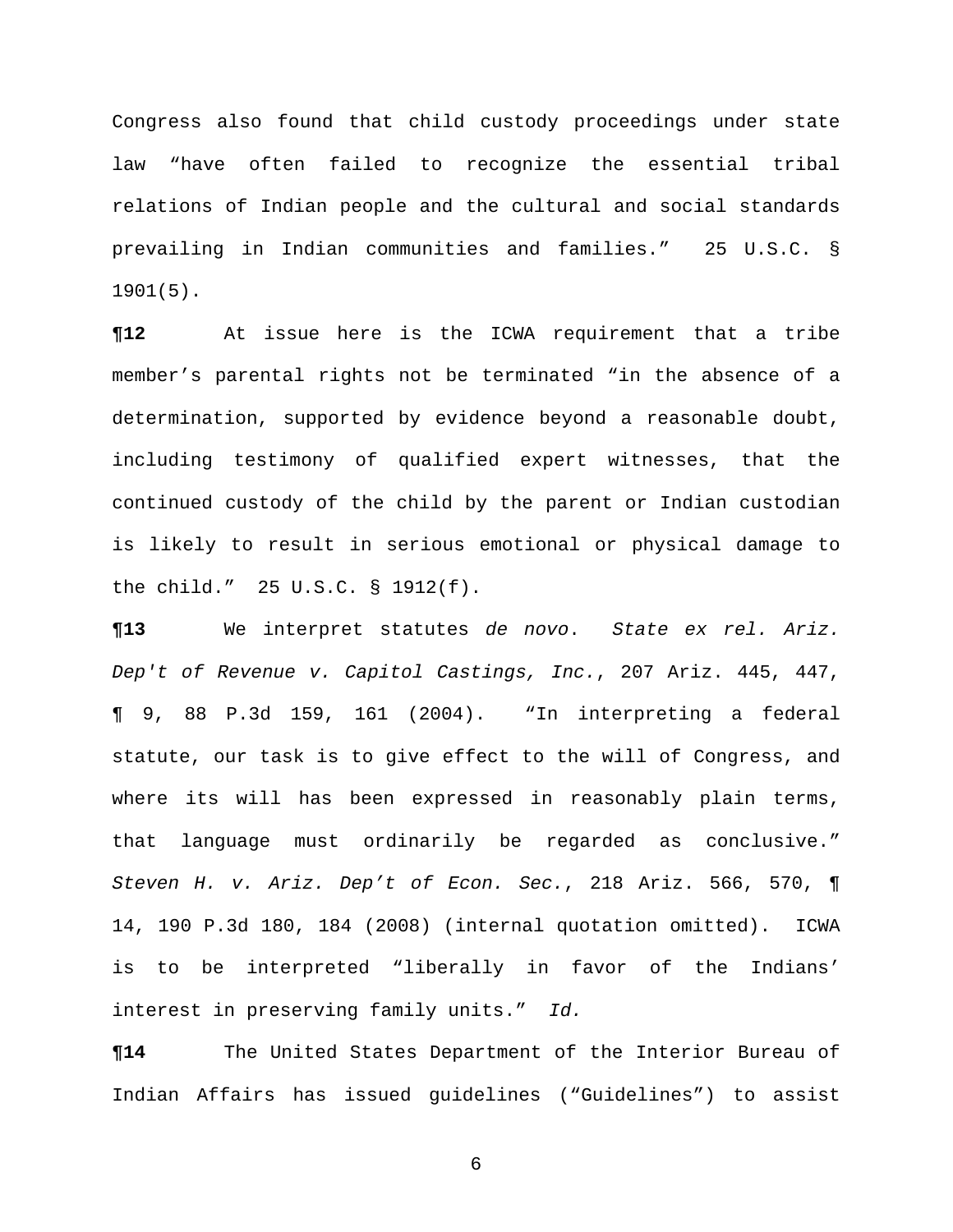Congress also found that child custody proceedings under state law "have often failed to recognize the essential tribal relations of Indian people and the cultural and social standards prevailing in Indian communities and families." 25 U.S.C. § 1901(5).

**¶12** At issue here is the ICWA requirement that a tribe member's parental rights not be terminated "in the absence of a determination, supported by evidence beyond a reasonable doubt, including testimony of qualified expert witnesses, that the continued custody of the child by the parent or Indian custodian is likely to result in serious emotional or physical damage to the child." 25 U.S.C. § 1912(f).

**¶13** We interpret statutes *de novo*. *State ex rel. Ariz. Dep't of Revenue v. Capitol Castings, Inc.*, 207 Ariz. 445, 447, ¶ 9, 88 P.3d 159, 161 (2004). "In interpreting a federal statute, our task is to give effect to the will of Congress, and where its will has been expressed in reasonably plain terms, that language must ordinarily be regarded as conclusive." *Steven H. v. Ariz. Dep't of Econ. Sec.*, 218 Ariz. 566, 570, ¶ 14, 190 P.3d 180, 184 (2008) (internal quotation omitted). ICWA is to be interpreted "liberally in favor of the Indians' interest in preserving family units." *Id.*

**¶14** The United States Department of the Interior Bureau of Indian Affairs has issued guidelines ("Guidelines") to assist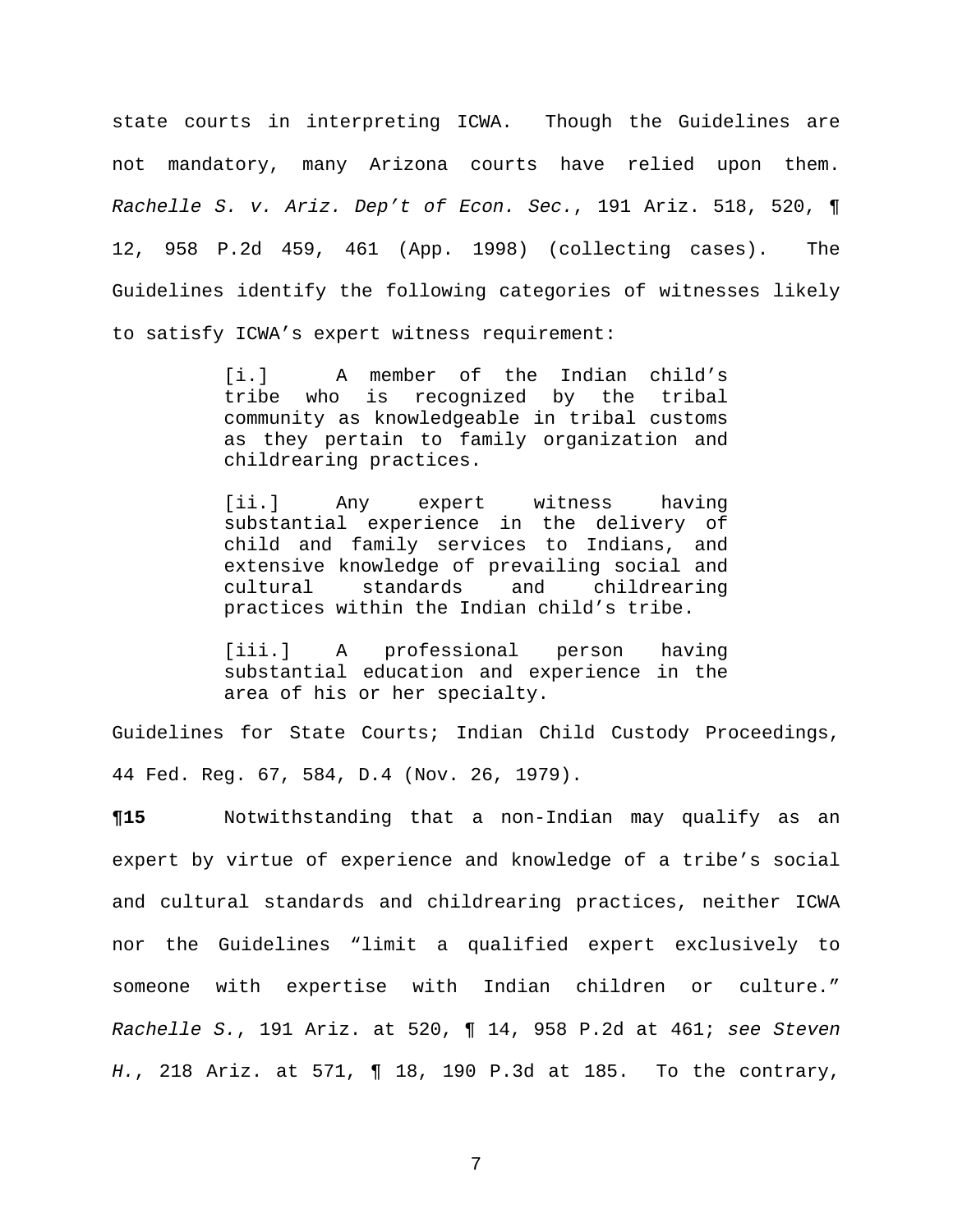state courts in interpreting ICWA. Though the Guidelines are not mandatory, many Arizona courts have relied upon them. *Rachelle S. v. Ariz. Dep't of Econ. Sec.*, 191 Ariz. 518, 520, ¶ 12, 958 P.2d 459, 461 (App. 1998) (collecting cases). The Guidelines identify the following categories of witnesses likely to satisfy ICWA's expert witness requirement:

> [i.] A member of the Indian child's tribe who is recognized by the tribal community as knowledgeable in tribal customs as they pertain to family organization and childrearing practices.
>
> [ii.] Any expert witness having substantial experience in the delivery of child and family services to Indians, and extensive knowledge of prevailing social and cultural standards and childrearing practices within the Indian child's tribe.
>
> [iii.] A professional person having substantial education and experience in the area of his or her specialty.

Guidelines for State Courts; Indian Child Custody Proceedings, 44 Fed. Reg. 67, 584, D.4 (Nov. 26, 1979).

**¶15** Notwithstanding that a non-Indian may qualify as an expert by virtue of experience and knowledge of a tribe's social and cultural standards and childrearing practices, neither ICWA nor the Guidelines "limit a qualified expert exclusively to someone with expertise with Indian children or culture." *Rachelle S.*, 191 Ariz. at 520, ¶ 14, 958 P.2d at 461; *see Steven H.*, 218 Ariz. at 571, ¶ 18, 190 P.3d at 185. To the contrary,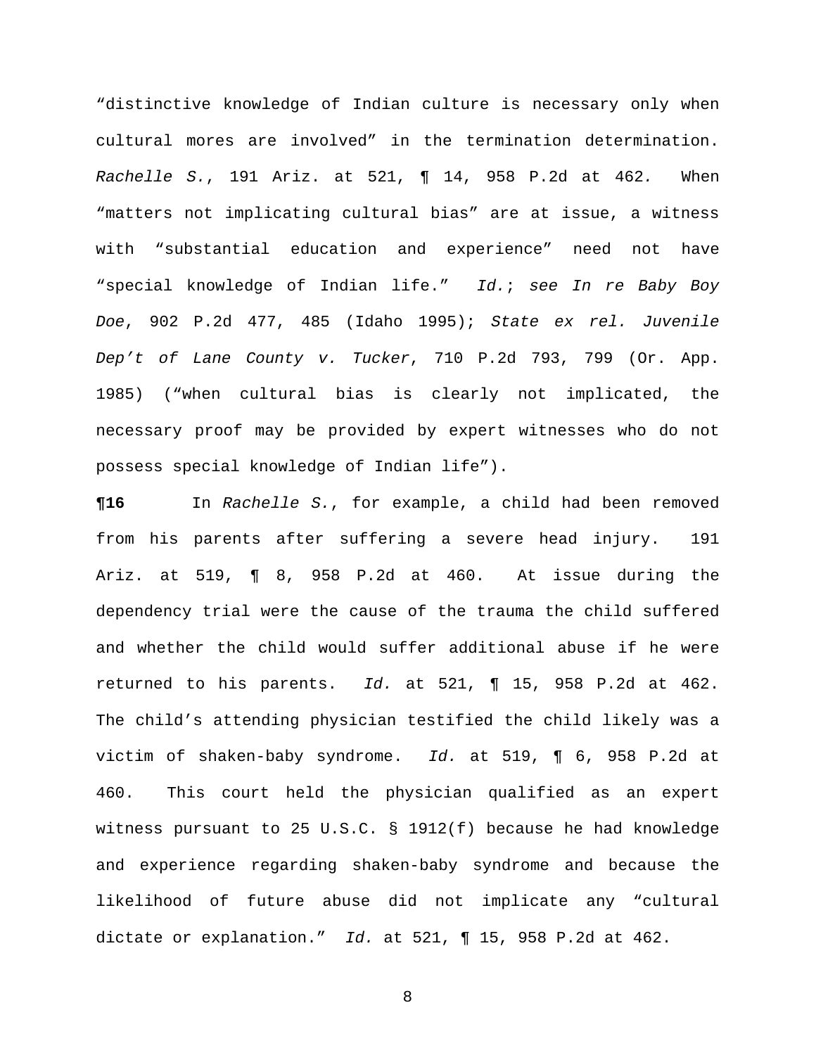"distinctive knowledge of Indian culture is necessary only when cultural mores are involved" in the termination determination. *Rachelle S.*, 191 Ariz. at 521, ¶ 14, 958 P.2d at 462. When "matters not implicating cultural bias" are at issue, a witness with "substantial education and experience" need not have "special knowledge of Indian life." *Id.*; *see In re Baby Boy Doe*, 902 P.2d 477, 485 (Idaho 1995); *State ex rel. Juvenile Dep't of Lane County v. Tucker*, 710 P.2d 793, 799 (Or. App. 1985) ("when cultural bias is clearly not implicated, the necessary proof may be provided by expert witnesses who do not possess special knowledge of Indian life").

**¶16** In *Rachelle S.*, for example, a child had been removed from his parents after suffering a severe head injury. 191 Ariz. at 519, ¶ 8, 958 P.2d at 460. At issue during the dependency trial were the cause of the trauma the child suffered and whether the child would suffer additional abuse if he were returned to his parents. *Id.* at 521, ¶ 15, 958 P.2d at 462. The child's attending physician testified the child likely was a victim of shaken-baby syndrome. *Id.* at 519, ¶ 6, 958 P.2d at 460. This court held the physician qualified as an expert witness pursuant to 25 U.S.C. § 1912(f) because he had knowledge and experience regarding shaken-baby syndrome and because the likelihood of future abuse did not implicate any "cultural dictate or explanation." *Id.* at 521, ¶ 15, 958 P.2d at 462.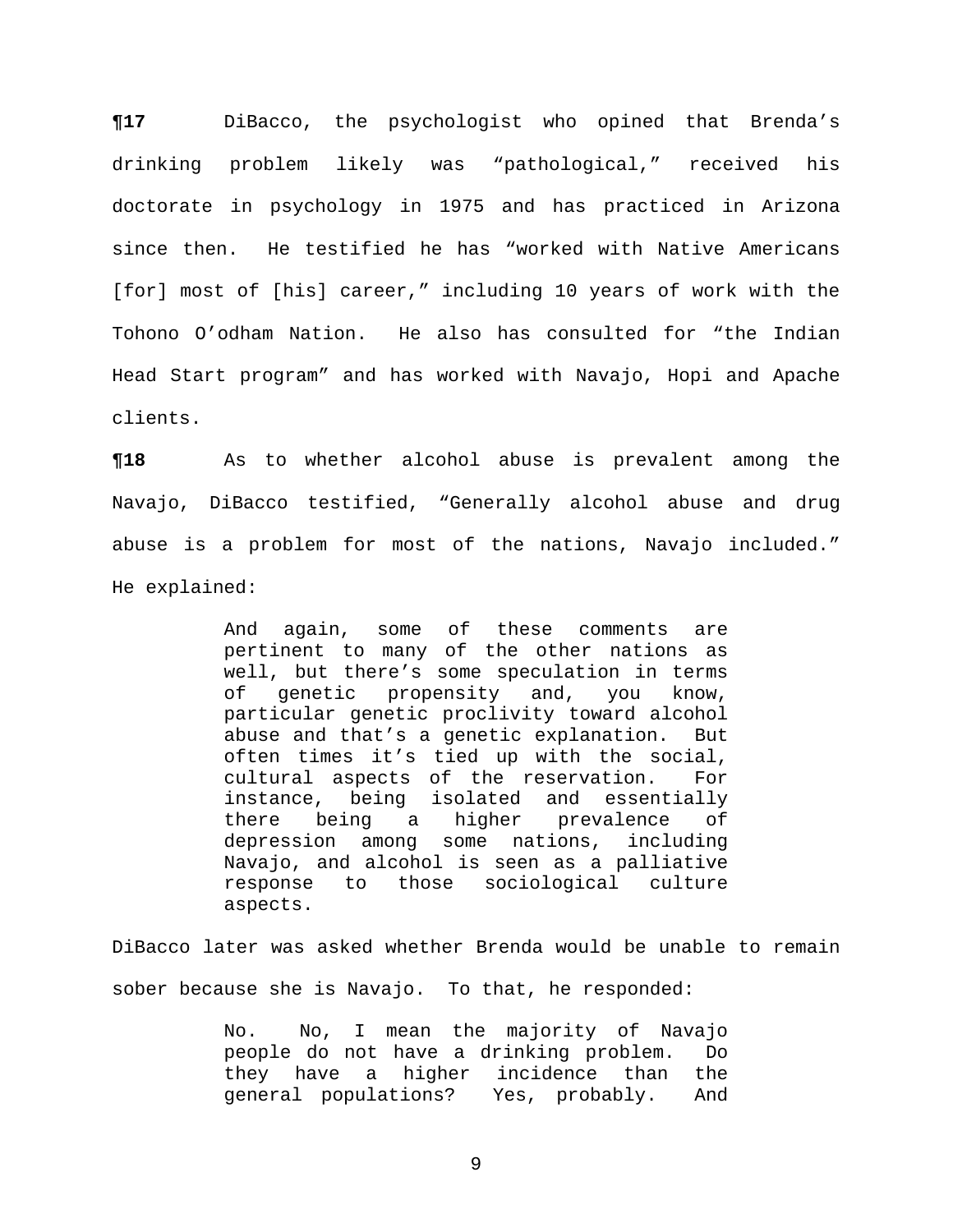**¶17** DiBacco, the psychologist who opined that Brenda's drinking problem likely was "pathological," received his doctorate in psychology in 1975 and has practiced in Arizona since then. He testified he has "worked with Native Americans [for] most of [his] career," including 10 years of work with the Tohono O'odham Nation. He also has consulted for "the Indian Head Start program" and has worked with Navajo, Hopi and Apache clients.

**¶18** As to whether alcohol abuse is prevalent among the Navajo, DiBacco testified, "Generally alcohol abuse and drug abuse is a problem for most of the nations, Navajo included." He explained:

> And again, some of these comments are pertinent to many of the other nations as well, but there's some speculation in terms of genetic propensity and, you know, particular genetic proclivity toward alcohol abuse and that's a genetic explanation. But often times it's tied up with the social, cultural aspects of the reservation. For instance, being isolated and essentially there being a higher prevalence of depression among some nations, including Navajo, and alcohol is seen as a palliative response to those sociological culture aspects.

DiBacco later was asked whether Brenda would be unable to remain sober because she is Navajo. To that, he responded:

> No. No, I mean the majority of Navajo people do not have a drinking problem. Do they have a higher incidence than the general populations? Yes, probably. And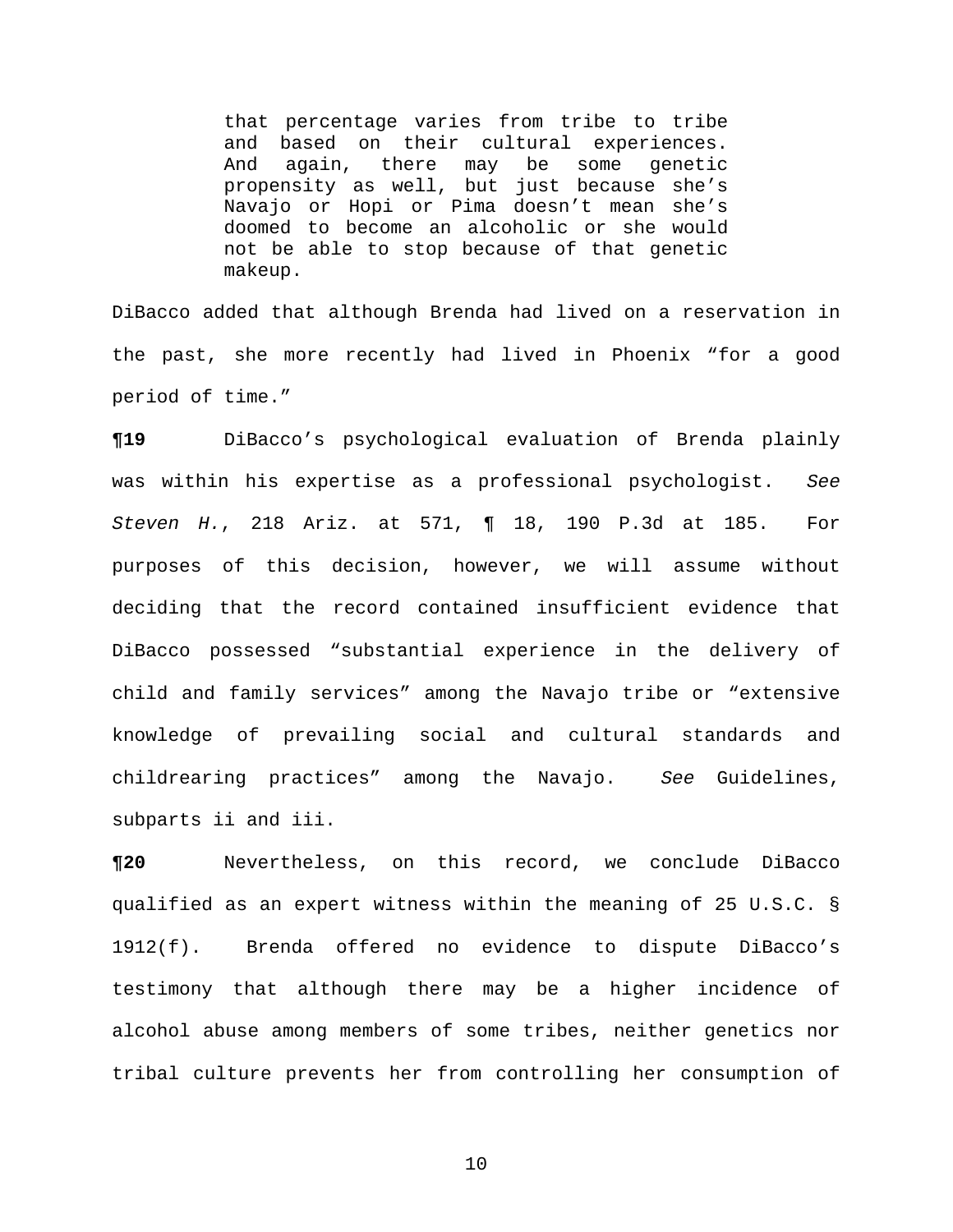> that percentage varies from tribe to tribe and based on their cultural experiences. And again, there may be some genetic propensity as well, but just because she's Navajo or Hopi or Pima doesn't mean she's doomed to become an alcoholic or she would not be able to stop because of that genetic makeup.

DiBacco added that although Brenda had lived on a reservation in the past, she more recently had lived in Phoenix "for a good period of time."

**¶19** DiBacco's psychological evaluation of Brenda plainly was within his expertise as a professional psychologist. *See Steven H.*, 218 Ariz. at 571, ¶ 18, 190 P.3d at 185. For purposes of this decision, however, we will assume without deciding that the record contained insufficient evidence that DiBacco possessed "substantial experience in the delivery of child and family services" among the Navajo tribe or "extensive knowledge of prevailing social and cultural standards and childrearing practices" among the Navajo. *See* Guidelines, subparts ii and iii.

**¶20** Nevertheless, on this record, we conclude DiBacco qualified as an expert witness within the meaning of 25 U.S.C. § 1912(f). Brenda offered no evidence to dispute DiBacco's testimony that although there may be a higher incidence of alcohol abuse among members of some tribes, neither genetics nor tribal culture prevents her from controlling her consumption of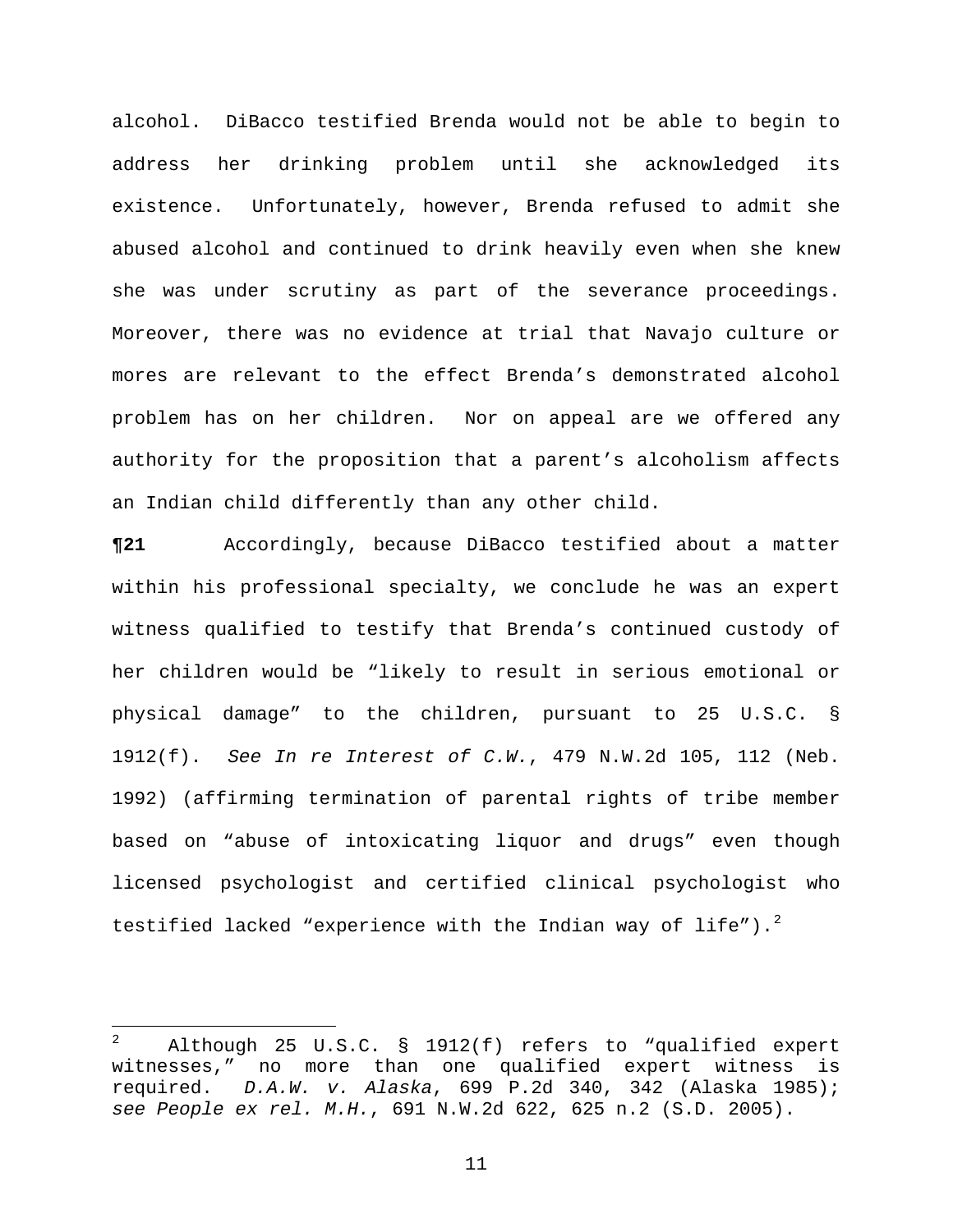alcohol. DiBacco testified Brenda would not be able to begin to address her drinking problem until she acknowledged its existence. Unfortunately, however, Brenda refused to admit she abused alcohol and continued to drink heavily even when she knew she was under scrutiny as part of the severance proceedings. Moreover, there was no evidence at trial that Navajo culture or mores are relevant to the effect Brenda's demonstrated alcohol problem has on her children. Nor on appeal are we offered any authority for the proposition that a parent's alcoholism affects an Indian child differently than any other child.

**¶21** Accordingly, because DiBacco testified about a matter within his professional specialty, we conclude he was an expert witness qualified to testify that Brenda's continued custody of her children would be "likely to result in serious emotional or physical damage" to the children, pursuant to 25 U.S.C. § 1912(f). *See In re Interest of C.W.*, 479 N.W.2d 105, 112 (Neb. 1992) (affirming termination of parental rights of tribe member based on "abuse of intoxicating liquor and drugs" even though licensed psychologist and certified clinical psychologist who testified lacked "experience with the Indian way of life").[2]

---

[2] Although 25 U.S.C. § 1912(f) refers to "qualified expert witnesses," no more than one qualified expert witness is required. *D.A.W. v. Alaska*, 699 P.2d 340, 342 (Alaska 1985); *see People ex rel. M.H.*, 691 N.W.2d 622, 625 n.2 (S.D. 2005).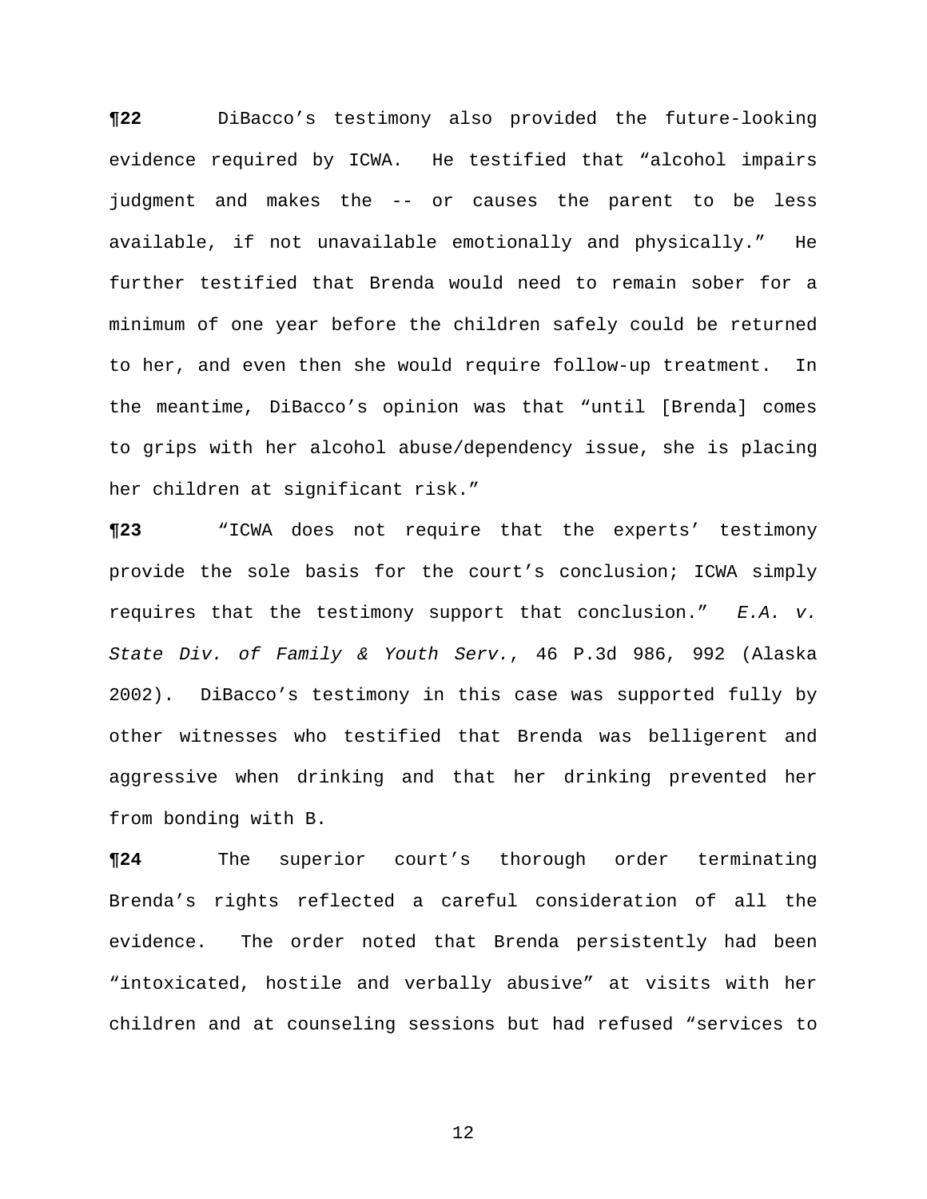**¶22** DiBacco's testimony also provided the future-looking evidence required by ICWA. He testified that "alcohol impairs judgment and makes the -- or causes the parent to be less available, if not unavailable emotionally and physically." He further testified that Brenda would need to remain sober for a minimum of one year before the children safely could be returned to her, and even then she would require follow-up treatment. In the meantime, DiBacco's opinion was that "until [Brenda] comes to grips with her alcohol abuse/dependency issue, she is placing her children at significant risk."

**¶23** "ICWA does not require that the experts' testimony provide the sole basis for the court's conclusion; ICWA simply requires that the testimony support that conclusion." *E.A. v. State Div. of Family & Youth Serv.*, 46 P.3d 986, 992 (Alaska 2002). DiBacco's testimony in this case was supported fully by other witnesses who testified that Brenda was belligerent and aggressive when drinking and that her drinking prevented her from bonding with B.

**¶24** The superior court's thorough order terminating Brenda's rights reflected a careful consideration of all the evidence. The order noted that Brenda persistently had been "intoxicated, hostile and verbally abusive" at visits with her children and at counseling sessions but had refused "services to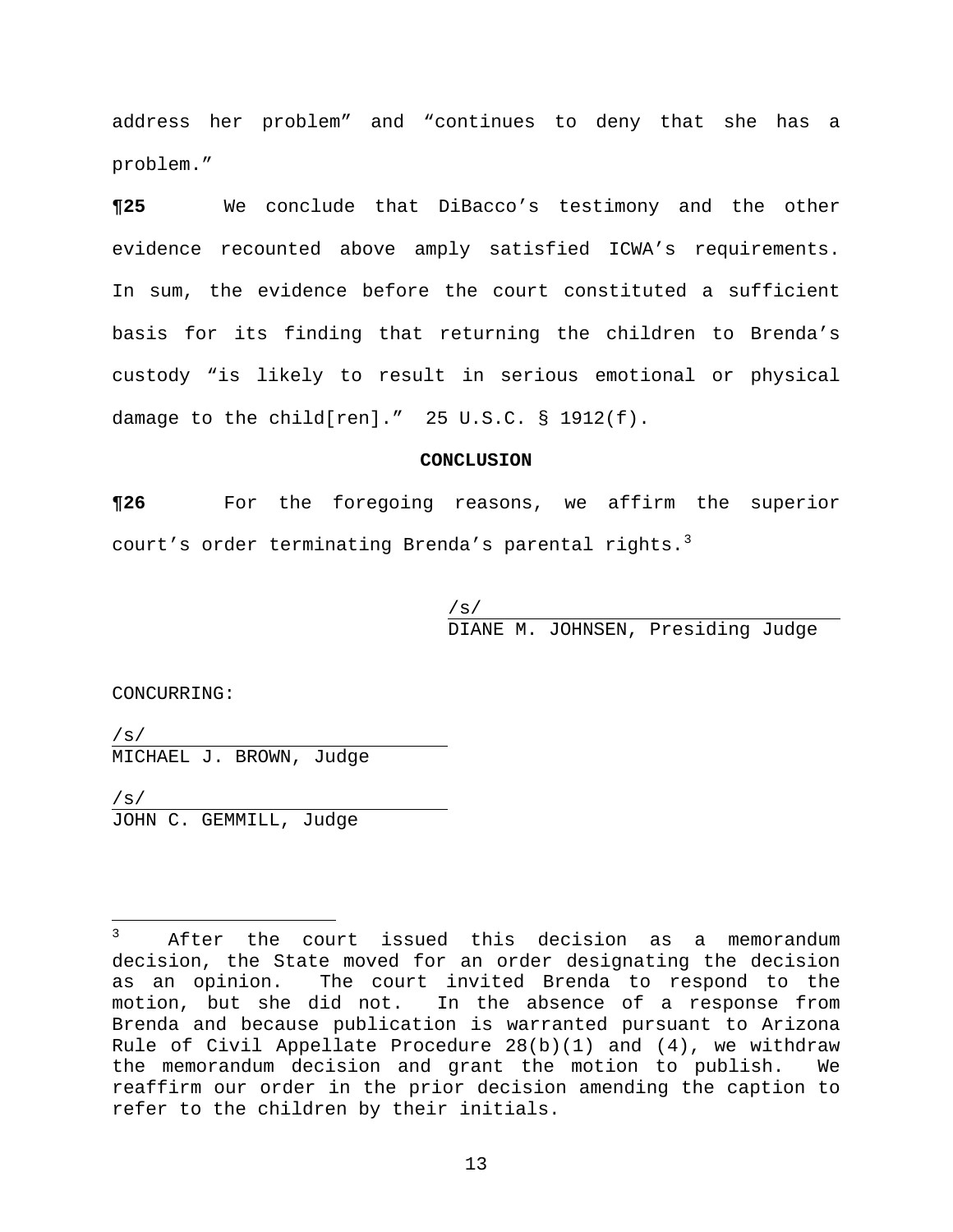address her problem" and "continues to deny that she has a problem."

**¶25** We conclude that DiBacco's testimony and the other evidence recounted above amply satisfied ICWA's requirements. In sum, the evidence before the court constituted a sufficient basis for its finding that returning the children to Brenda's custody "is likely to result in serious emotional or physical damage to the child[ren]." 25 U.S.C. § 1912(f).

**CONCLUSION**

**¶26** For the foregoing reasons, we affirm the superior court's order terminating Brenda's parental rights.[3]

/s/
DIANE M. JOHNSEN, Presiding Judge

CONCURRING:

/s/
MICHAEL J. BROWN, Judge

/s/
JOHN C. GEMMILL, Judge

[3] After the court issued this decision as a memorandum decision, the State moved for an order designating the decision as an opinion. The court invited Brenda to respond to the motion, but she did not. In the absence of a response from Brenda and because publication is warranted pursuant to Arizona Rule of Civil Appellate Procedure 28(b)(1) and (4), we withdraw the memorandum decision and grant the motion to publish. We reaffirm our order in the prior decision amending the caption to refer to the children by their initials.